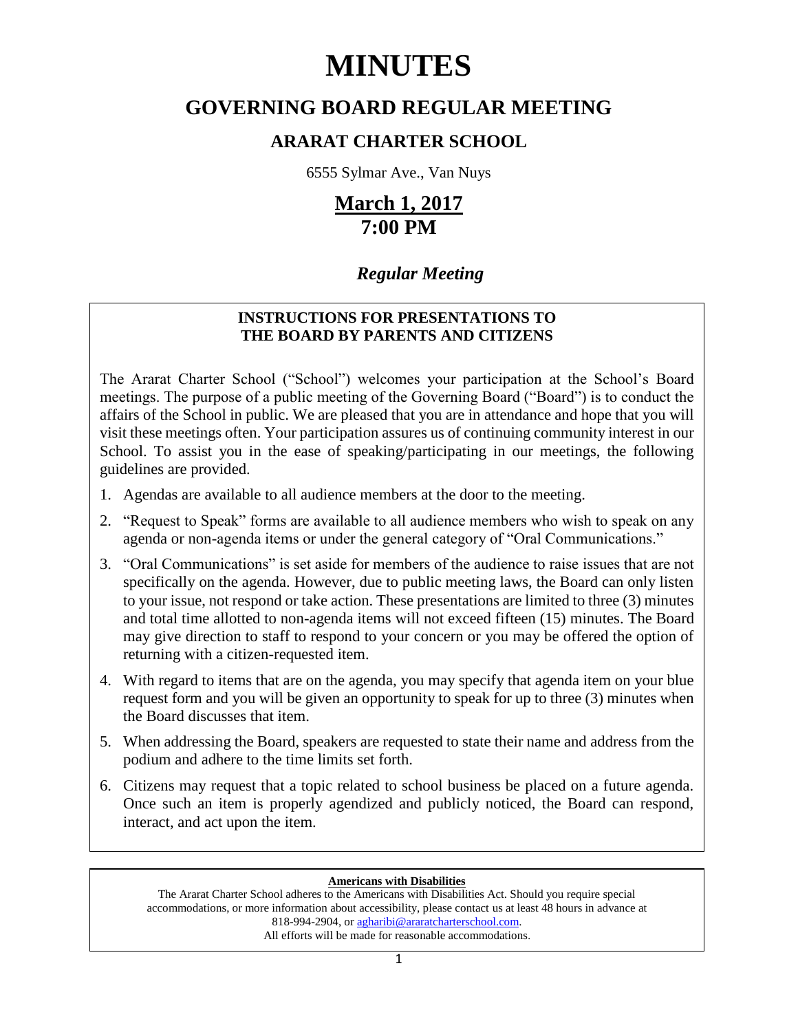# MINUTES

## GOVERNING BOARD REGULAR MEETING

### ARARAT CHARTER SCHOOL

6555 Sylmar Ave., Van Nuys

**March 1, 2017**
**7:00 PM**

***Regular Meeting***

**INSTRUCTIONS FOR PRESENTATIONS TO THE BOARD BY PARENTS AND CITIZENS**

The Ararat Charter School ("School") welcomes your participation at the School's Board meetings. The purpose of a public meeting of the Governing Board ("Board") is to conduct the affairs of the School in public. We are pleased that you are in attendance and hope that you will visit these meetings often. Your participation assures us of continuing community interest in our School. To assist you in the ease of speaking/participating in our meetings, the following guidelines are provided.

1. Agendas are available to all audience members at the door to the meeting.
2. "Request to Speak" forms are available to all audience members who wish to speak on any agenda or non-agenda items or under the general category of "Oral Communications."
3. "Oral Communications" is set aside for members of the audience to raise issues that are not specifically on the agenda. However, due to public meeting laws, the Board can only listen to your issue, not respond or take action. These presentations are limited to three (3) minutes and total time allotted to non-agenda items will not exceed fifteen (15) minutes. The Board may give direction to staff to respond to your concern or you may be offered the option of returning with a citizen-requested item.
4. With regard to items that are on the agenda, you may specify that agenda item on your blue request form and you will be given an opportunity to speak for up to three (3) minutes when the Board discusses that item.
5. When addressing the Board, speakers are requested to state their name and address from the podium and adhere to the time limits set forth.
6. Citizens may request that a topic related to school business be placed on a future agenda. Once such an item is properly agendized and publicly noticed, the Board can respond, interact, and act upon the item.

**Americans with Disabilities**

The Ararat Charter School adheres to the Americans with Disabilities Act. Should you require special accommodations, or more information about accessibility, please contact us at least 48 hours in advance at 818-994-2904, or agharibi@araratcharterschool.com.
All efforts will be made for reasonable accommodations.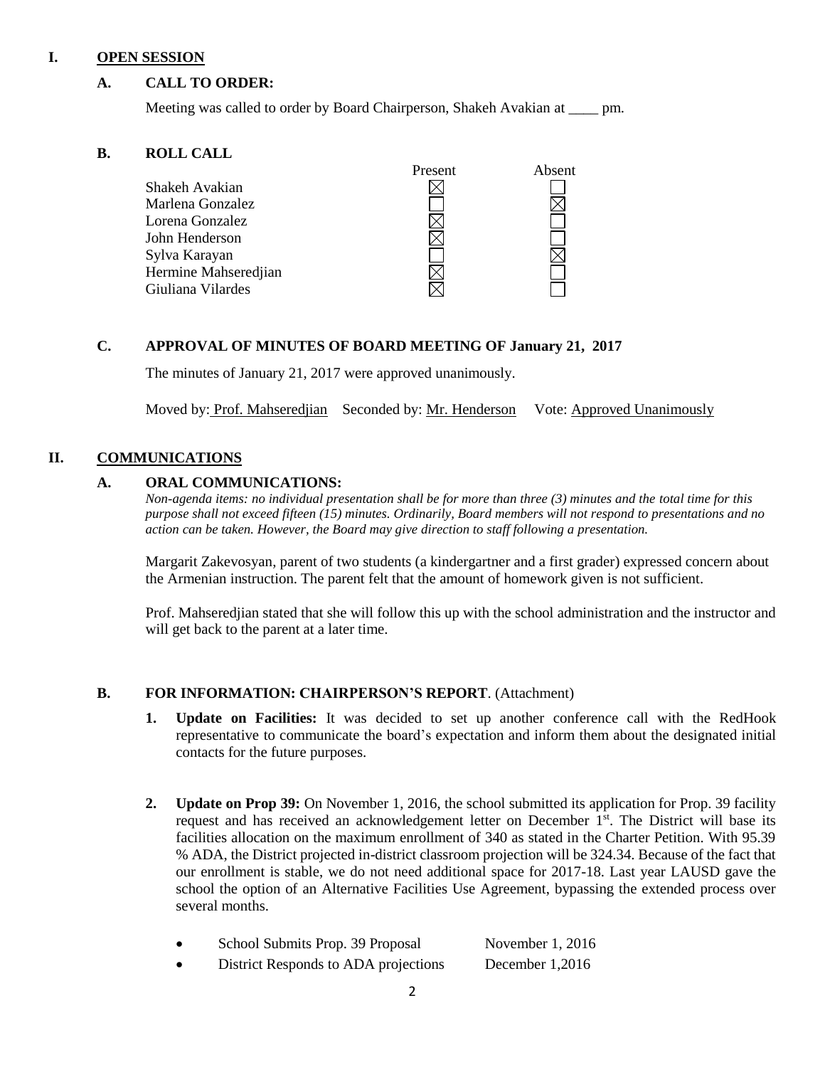## I. OPEN SESSION

### A. CALL TO ORDER:

Meeting was called to order by Board Chairperson, Shakeh Avakian at ____ pm.

### B. ROLL CALL

| | Present | Absent |
|---|---|---|
| Shakeh Avakian | ☒ | ☐ |
| Marlena Gonzalez | ☐ | ☒ |
| Lorena Gonzalez | ☒ | ☐ |
| John Henderson | ☒ | ☐ |
| Sylva Karayan | ☐ | ☒ |
| Hermine Mahseredjian | ☒ | ☐ |
| Giuliana Vilardes | ☒ | ☐ |

### C. APPROVAL OF MINUTES OF BOARD MEETING OF January 21, 2017

The minutes of January 21, 2017 were approved unanimously.

Moved by: Prof. Mahseredjian Seconded by: Mr. Henderson Vote: Approved Unanimously

## II. COMMUNICATIONS

### A. ORAL COMMUNICATIONS:

*Non-agenda items: no individual presentation shall be for more than three (3) minutes and the total time for this purpose shall not exceed fifteen (15) minutes. Ordinarily, Board members will not respond to presentations and no action can be taken. However, the Board may give direction to staff following a presentation.*

Margarit Zakevosyan, parent of two students (a kindergartner and a first grader) expressed concern about the Armenian instruction. The parent felt that the amount of homework given is not sufficient.

Prof. Mahseredjian stated that she will follow this up with the school administration and the instructor and will get back to the parent at a later time.

### B. FOR INFORMATION: CHAIRPERSON'S REPORT. (Attachment)

1. **Update on Facilities:** It was decided to set up another conference call with the RedHook representative to communicate the board's expectation and inform them about the designated initial contacts for the future purposes.

2. **Update on Prop 39:** On November 1, 2016, the school submitted its application for Prop. 39 facility request and has received an acknowledgement letter on December 1st. The District will base its facilities allocation on the maximum enrollment of 340 as stated in the Charter Petition. With 95.39 % ADA, the District projected in-district classroom projection will be 324.34. Because of the fact that our enrollment is stable, we do not need additional space for 2017-18. Last year LAUSD gave the school the option of an Alternative Facilities Use Agreement, bypassing the extended process over several months.

   - School Submits Prop. 39 Proposal November 1, 2016
   - District Responds to ADA projections December 1,2016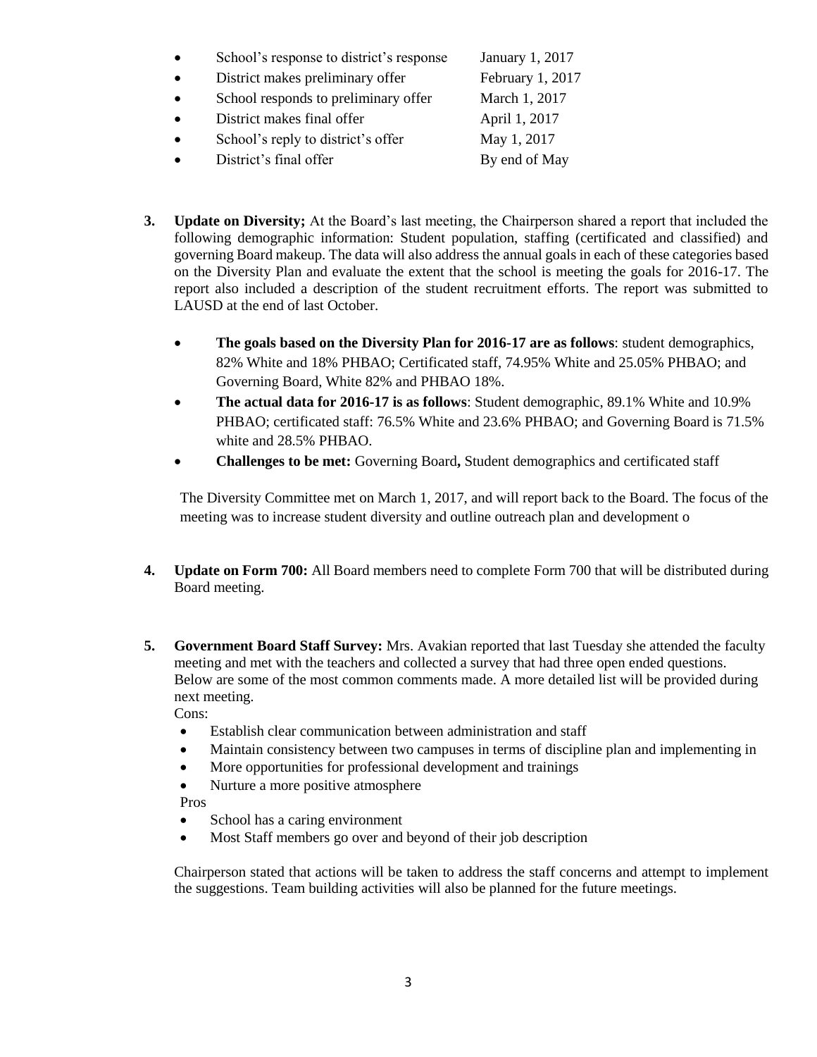- School's response to district's response January 1, 2017
- District makes preliminary offer February 1, 2017
- School responds to preliminary offer March 1, 2017
- District makes final offer April 1, 2017
- School's reply to district's offer May 1, 2017
- District's final offer By end of May

**3. Update on Diversity;** At the Board's last meeting, the Chairperson shared a report that included the following demographic information: Student population, staffing (certificated and classified) and governing Board makeup. The data will also address the annual goals in each of these categories based on the Diversity Plan and evaluate the extent that the school is meeting the goals for 2016-17. The report also included a description of the student recruitment efforts. The report was submitted to LAUSD at the end of last October.

- **The goals based on the Diversity Plan for 2016-17 are as follows**: student demographics, 82% White and 18% PHBAO; Certificated staff, 74.95% White and 25.05% PHBAO; and Governing Board, White 82% and PHBAO 18%.
- **The actual data for 2016-17 is as follows**: Student demographic, 89.1% White and 10.9% PHBAO; certificated staff: 76.5% White and 23.6% PHBAO; and Governing Board is 71.5% white and 28.5% PHBAO.
- **Challenges to be met:** Governing Board**,** Student demographics and certificated staff

The Diversity Committee met on March 1, 2017, and will report back to the Board. The focus of the meeting was to increase student diversity and outline outreach plan and development o

**4. Update on Form 700:** All Board members need to complete Form 700 that will be distributed during Board meeting.

**5. Government Board Staff Survey:** Mrs. Avakian reported that last Tuesday she attended the faculty meeting and met with the teachers and collected a survey that had three open ended questions. Below are some of the most common comments made. A more detailed list will be provided during next meeting.

Cons:

- Establish clear communication between administration and staff
- Maintain consistency between two campuses in terms of discipline plan and implementing in
- More opportunities for professional development and trainings
- Nurture a more positive atmosphere

Pros

- School has a caring environment
- Most Staff members go over and beyond of their job description

Chairperson stated that actions will be taken to address the staff concerns and attempt to implement the suggestions. Team building activities will also be planned for the future meetings.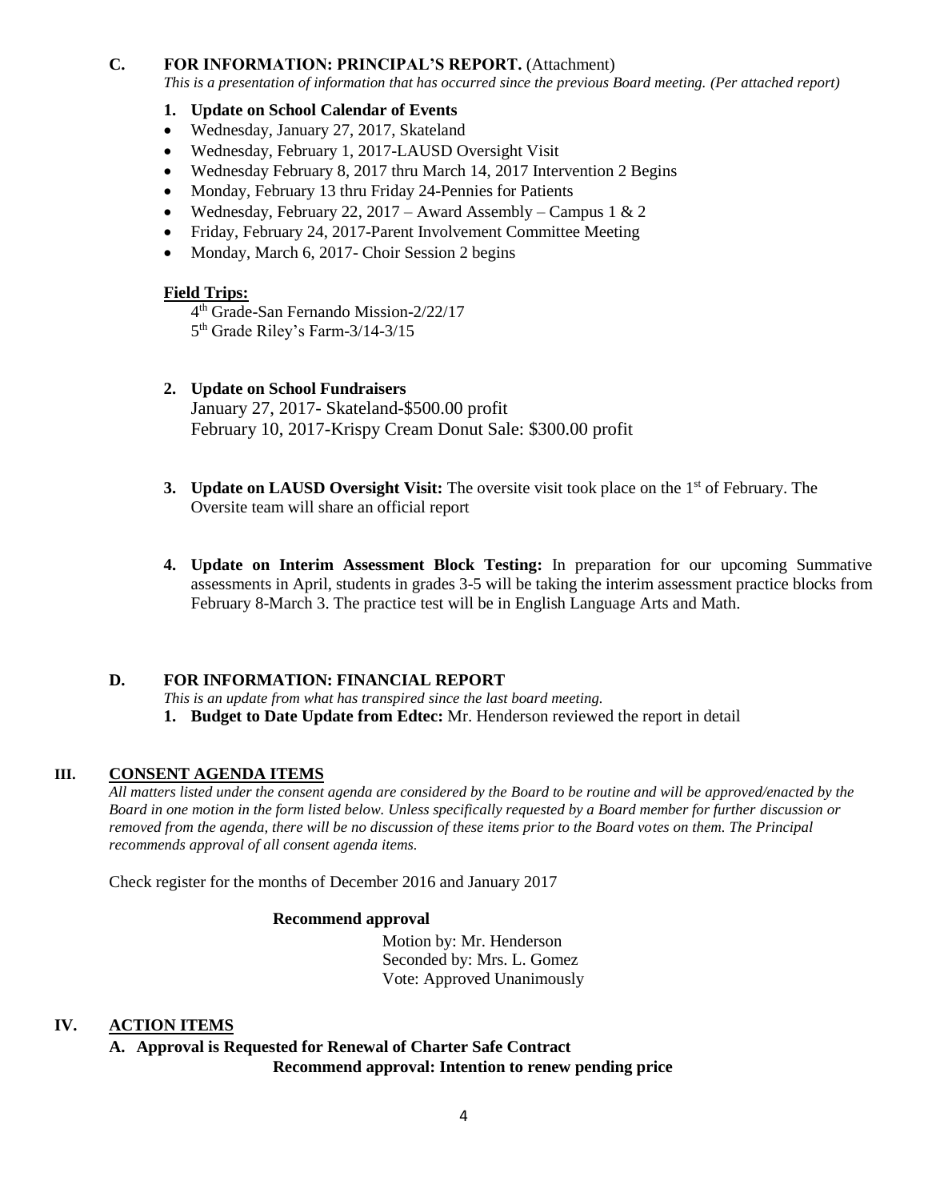**C. FOR INFORMATION: PRINCIPAL'S REPORT.** (Attachment)

*This is a presentation of information that has occurred since the previous Board meeting. (Per attached report)*

**1. Update on School Calendar of Events**

- Wednesday, January 27, 2017, Skateland
- Wednesday, February 1, 2017-LAUSD Oversight Visit
- Wednesday February 8, 2017 thru March 14, 2017 Intervention 2 Begins
- Monday, February 13 thru Friday 24-Pennies for Patients
- Wednesday, February 22, 2017 – Award Assembly – Campus 1 & 2
- Friday, February 24, 2017-Parent Involvement Committee Meeting
- Monday, March 6, 2017- Choir Session 2 begins

**Field Trips:**

4th Grade-San Fernando Mission-2/22/17
5th Grade Riley's Farm-3/14-3/15

**2. Update on School Fundraisers**

January 27, 2017- Skateland-$500.00 profit
February 10, 2017-Krispy Cream Donut Sale: $300.00 profit

**3. Update on LAUSD Oversight Visit:** The oversite visit took place on the 1st of February. The Oversite team will share an official report

**4. Update on Interim Assessment Block Testing:** In preparation for our upcoming Summative assessments in April, students in grades 3-5 will be taking the interim assessment practice blocks from February 8-March 3. The practice test will be in English Language Arts and Math.

**D. FOR INFORMATION: FINANCIAL REPORT**

*This is an update from what has transpired since the last board meeting.*

**1. Budget to Date Update from Edtec:** Mr. Henderson reviewed the report in detail

## III. CONSENT AGENDA ITEMS

*All matters listed under the consent agenda are considered by the Board to be routine and will be approved/enacted by the Board in one motion in the form listed below. Unless specifically requested by a Board member for further discussion or removed from the agenda, there will be no discussion of these items prior to the Board votes on them. The Principal recommends approval of all consent agenda items.*

Check register for the months of December 2016 and January 2017

**Recommend approval**

Motion by: Mr. Henderson
Seconded by: Mrs. L. Gomez
Vote: Approved Unanimously

## IV. ACTION ITEMS

**A. Approval is Requested for Renewal of Charter Safe Contract**

**Recommend approval: Intention to renew pending price**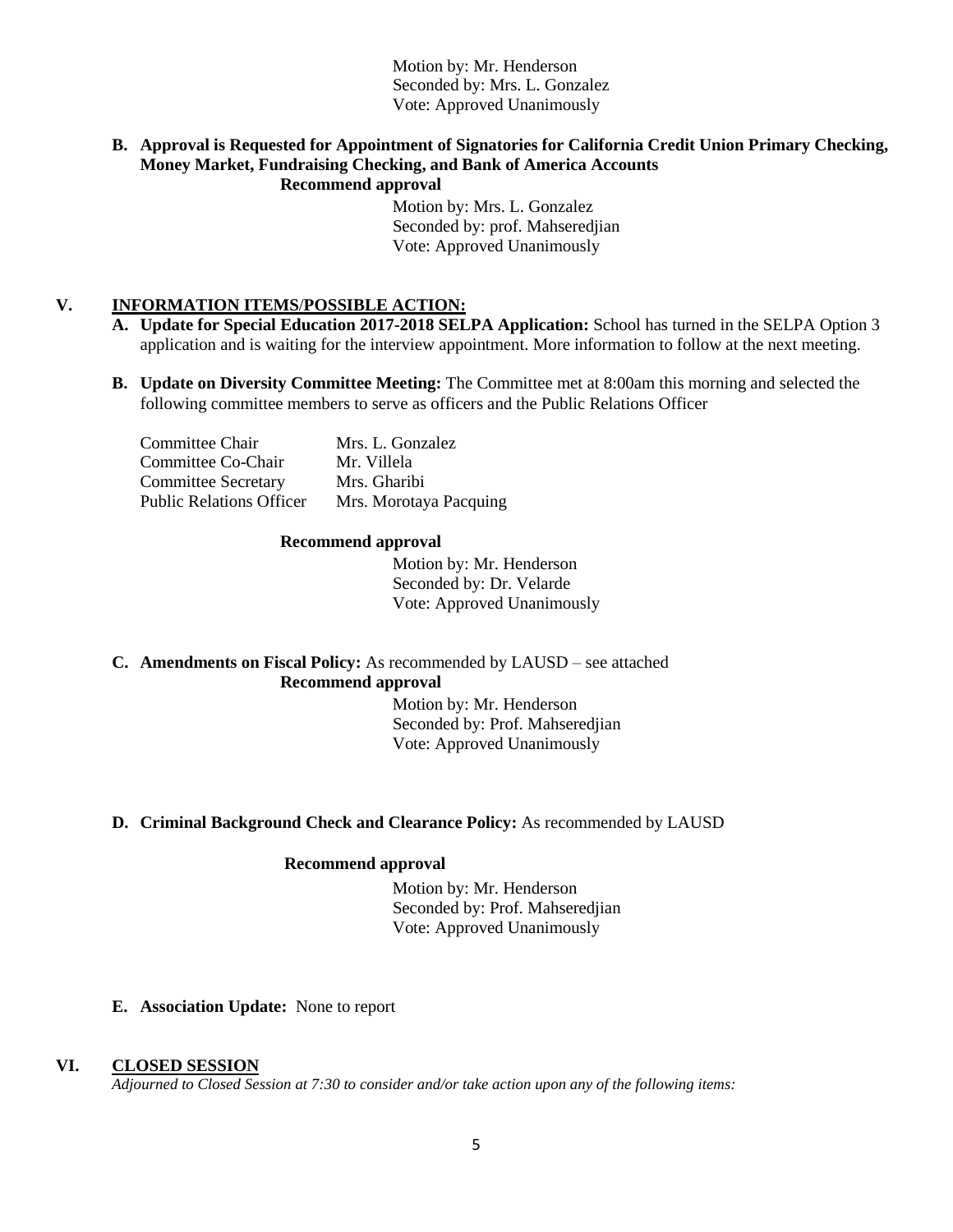Motion by: Mr. Henderson
Seconded by: Mrs. L. Gonzalez
Vote: Approved Unanimously

**B. Approval is Requested for Appointment of Signatories for California Credit Union Primary Checking, Money Market, Fundraising Checking, and Bank of America Accounts**

**Recommend approval**

Motion by: Mrs. L. Gonzalez
Seconded by: prof. Mahseredjian
Vote: Approved Unanimously

## V. INFORMATION ITEMS/POSSIBLE ACTION:

**A. Update for Special Education 2017-2018 SELPA Application:** School has turned in the SELPA Option 3 application and is waiting for the interview appointment. More information to follow at the next meeting.

**B. Update on Diversity Committee Meeting:** The Committee met at 8:00am this morning and selected the following committee members to serve as officers and the Public Relations Officer

| | |
|---|---|
| Committee Chair | Mrs. L. Gonzalez |
| Committee Co-Chair | Mr. Villela |
| Committee Secretary | Mrs. Gharibi |
| Public Relations Officer | Mrs. Morotaya Pacquing |

**Recommend approval**

Motion by: Mr. Henderson
Seconded by: Dr. Velarde
Vote: Approved Unanimously

**C. Amendments on Fiscal Policy:** As recommended by LAUSD – see attached

**Recommend approval**

Motion by: Mr. Henderson
Seconded by: Prof. Mahseredjian
Vote: Approved Unanimously

**D. Criminal Background Check and Clearance Policy:** As recommended by LAUSD

**Recommend approval**

Motion by: Mr. Henderson
Seconded by: Prof. Mahseredjian
Vote: Approved Unanimously

**E. Association Update:** None to report

## VI. CLOSED SESSION

*Adjourned to Closed Session at 7:30 to consider and/or take action upon any of the following items:*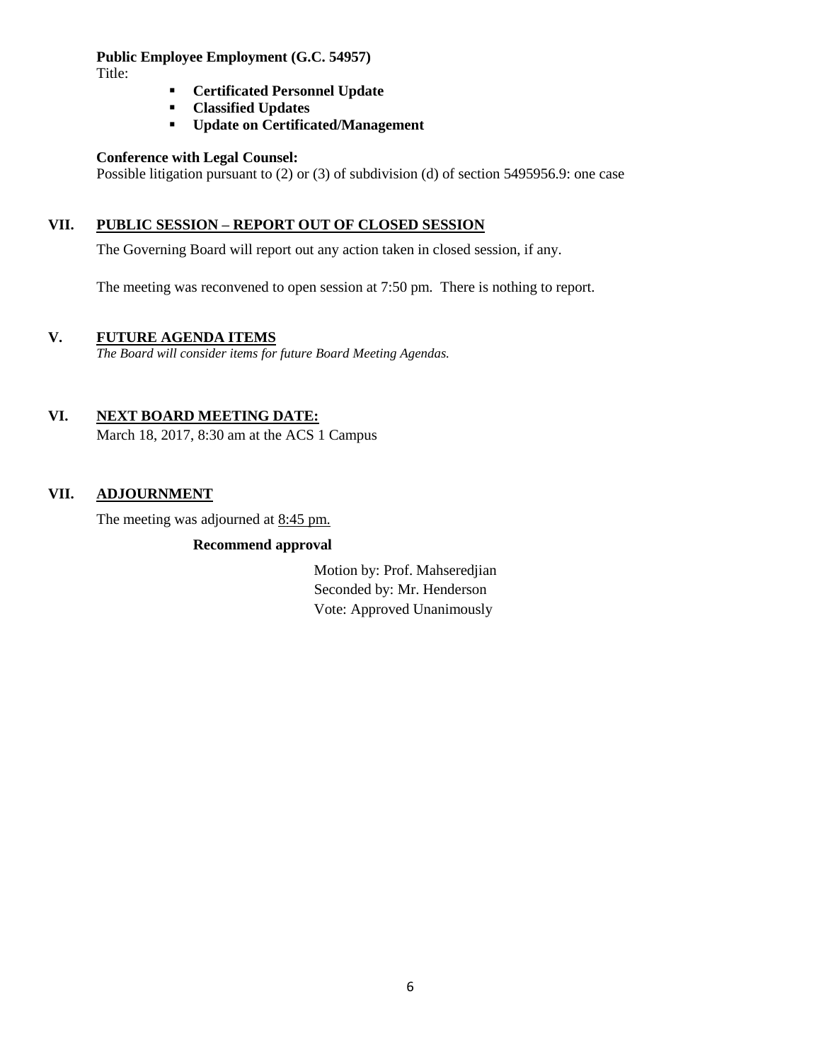**Public Employee Employment (G.C. 54957)**
Title:

- **Certificated Personnel Update**
- **Classified Updates**
- **Update on Certificated/Management**

**Conference with Legal Counsel:**
Possible litigation pursuant to (2) or (3) of subdivision (d) of section 5495956.9: one case

## VII. PUBLIC SESSION – REPORT OUT OF CLOSED SESSION

The Governing Board will report out any action taken in closed session, if any.

The meeting was reconvened to open session at 7:50 pm. There is nothing to report.

## V. FUTURE AGENDA ITEMS

*The Board will consider items for future Board Meeting Agendas.*

## VI. NEXT BOARD MEETING DATE:

March 18, 2017, 8:30 am at the ACS 1 Campus

## VII. ADJOURNMENT

The meeting was adjourned at 8:45 pm.

**Recommend approval**

Motion by: Prof. Mahseredjian
Seconded by: Mr. Henderson
Vote: Approved Unanimously